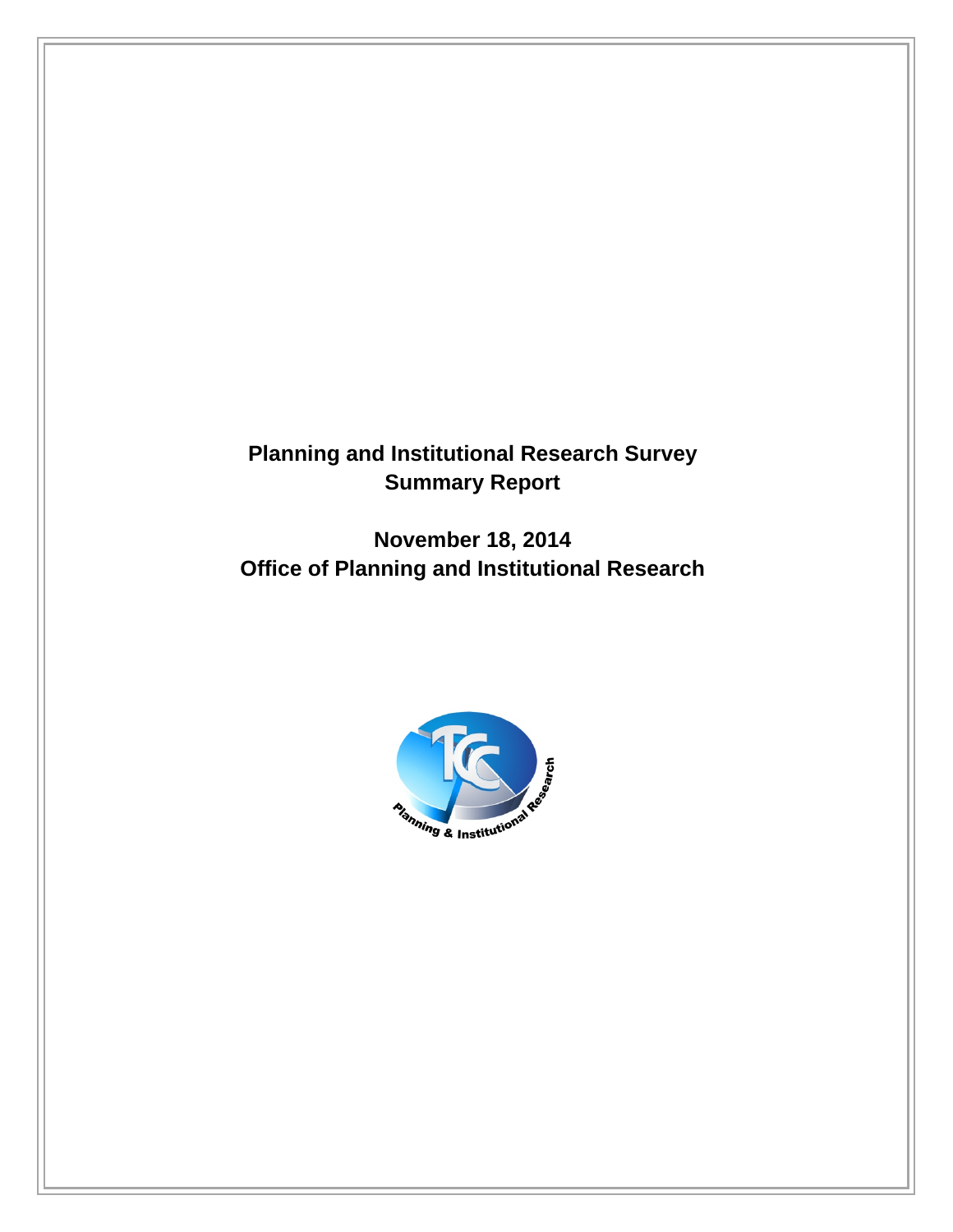# Planning and Institutional Research Survey
# Summary Report

**November 18, 2014**
**Office of Planning and Institutional Research**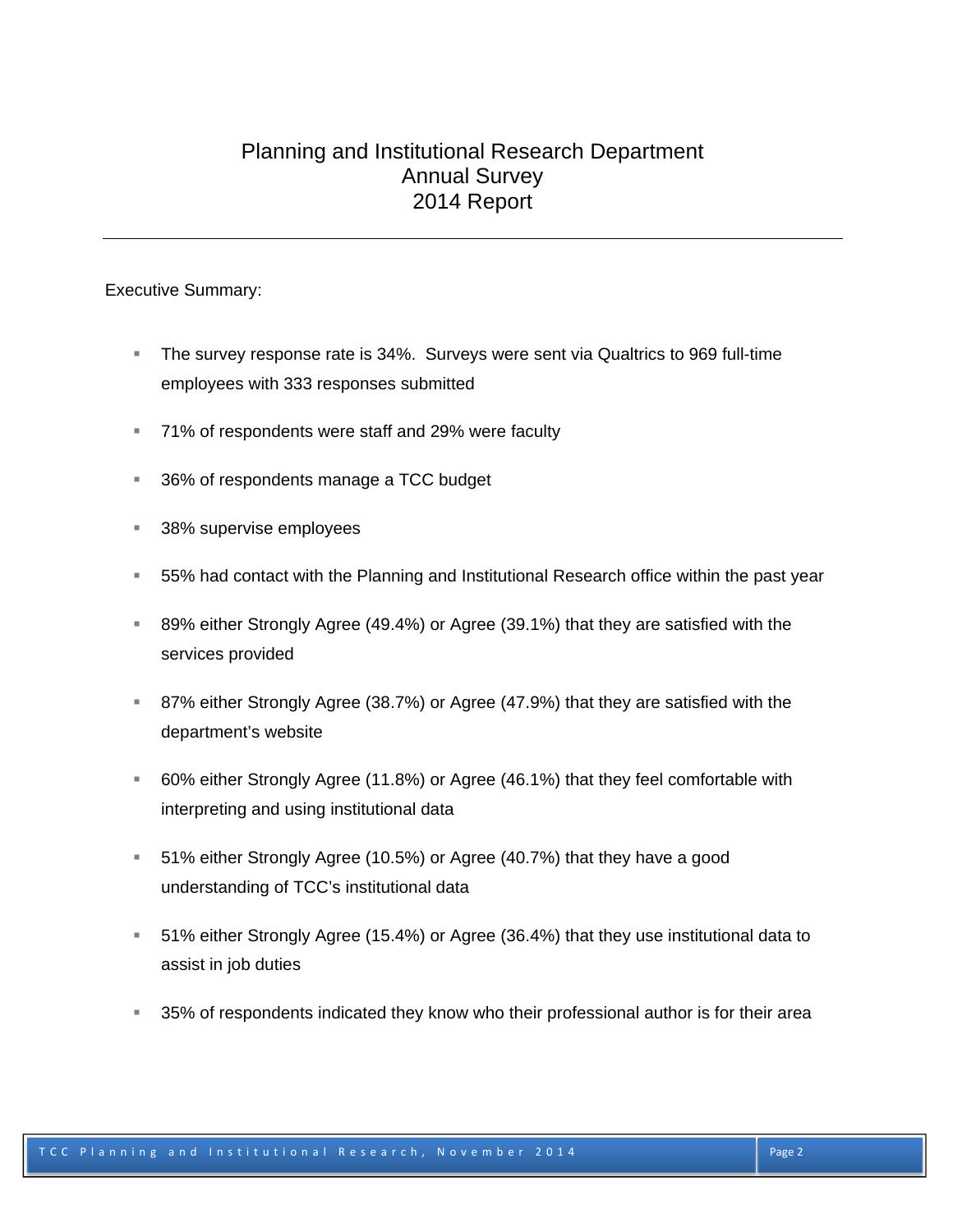# Planning and Institutional Research Department
# Annual Survey
# 2014 Report

Executive Summary:

- The survey response rate is 34%. Surveys were sent via Qualtrics to 969 full-time employees with 333 responses submitted
- 71% of respondents were staff and 29% were faculty
- 36% of respondents manage a TCC budget
- 38% supervise employees
- 55% had contact with the Planning and Institutional Research office within the past year
- 89% either Strongly Agree (49.4%) or Agree (39.1%) that they are satisfied with the services provided
- 87% either Strongly Agree (38.7%) or Agree (47.9%) that they are satisfied with the department's website
- 60% either Strongly Agree (11.8%) or Agree (46.1%) that they feel comfortable with interpreting and using institutional data
- 51% either Strongly Agree (10.5%) or Agree (40.7%) that they have a good understanding of TCC's institutional data
- 51% either Strongly Agree (15.4%) or Agree (36.4%) that they use institutional data to assist in job duties
- 35% of respondents indicated they know who their professional author is for their area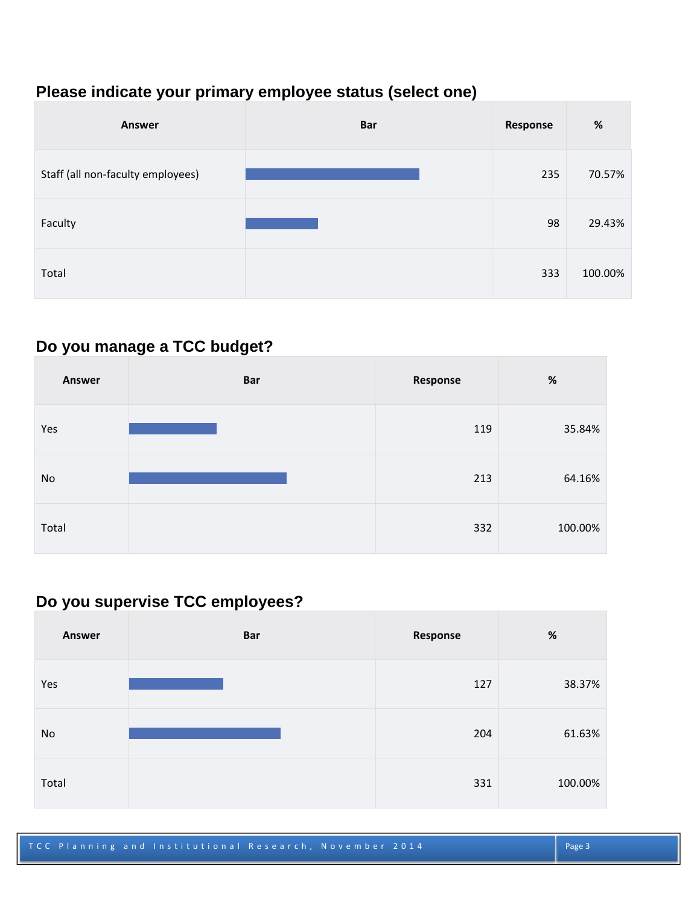## Please indicate your primary employee status (select one)

| Answer | Bar | Response | % |
|---|---|---|---|
| Staff (all non-faculty employees) | | 235 | 70.57% |
| Faculty | | 98 | 29.43% |
| Total | | 333 | 100.00% |

## Do you manage a TCC budget?

| Answer | Bar | Response | % |
|---|---|---|---|
| Yes | | 119 | 35.84% |
| No | | 213 | 64.16% |
| Total | | 332 | 100.00% |

## Do you supervise TCC employees?

| Answer | Bar | Response | % |
|---|---|---|---|
| Yes | | 127 | 38.37% |
| No | | 204 | 61.63% |
| Total | | 331 | 100.00% |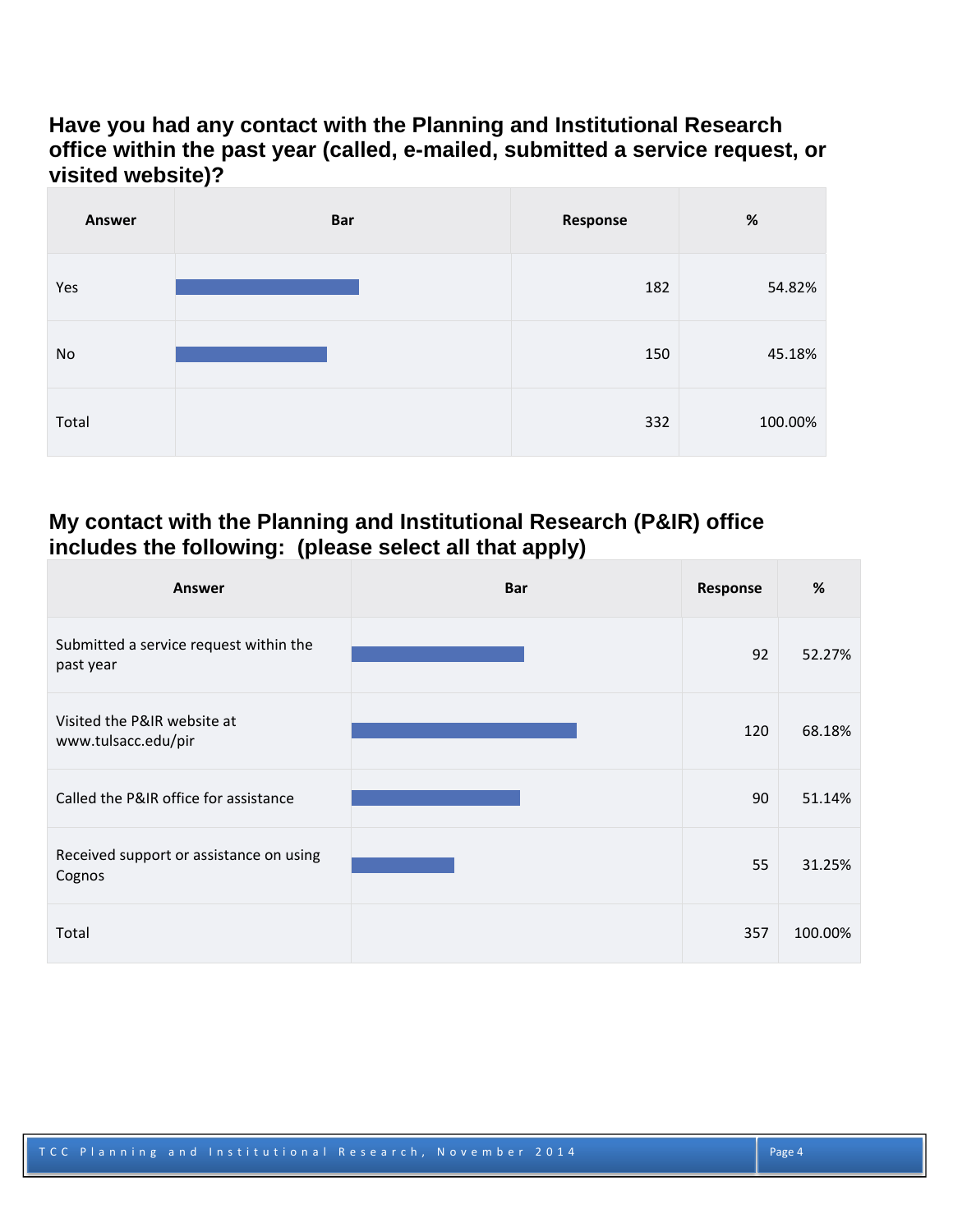### Have you had any contact with the Planning and Institutional Research office within the past year (called, e-mailed, submitted a service request, or visited website)?

| Answer | Bar | Response | % |
|---|---|---|---|
| Yes | | 182 | 54.82% |
| No | | 150 | 45.18% |
| Total | | 332 | 100.00% |

### My contact with the Planning and Institutional Research (P&IR) office includes the following: (please select all that apply)

| Answer | Bar | Response | % |
|---|---|---|---|
| Submitted a service request within the past year | | 92 | 52.27% |
| Visited the P&IR website at www.tulsacc.edu/pir | | 120 | 68.18% |
| Called the P&IR office for assistance | | 90 | 51.14% |
| Received support or assistance on using Cognos | | 55 | 31.25% |
| Total | | 357 | 100.00% |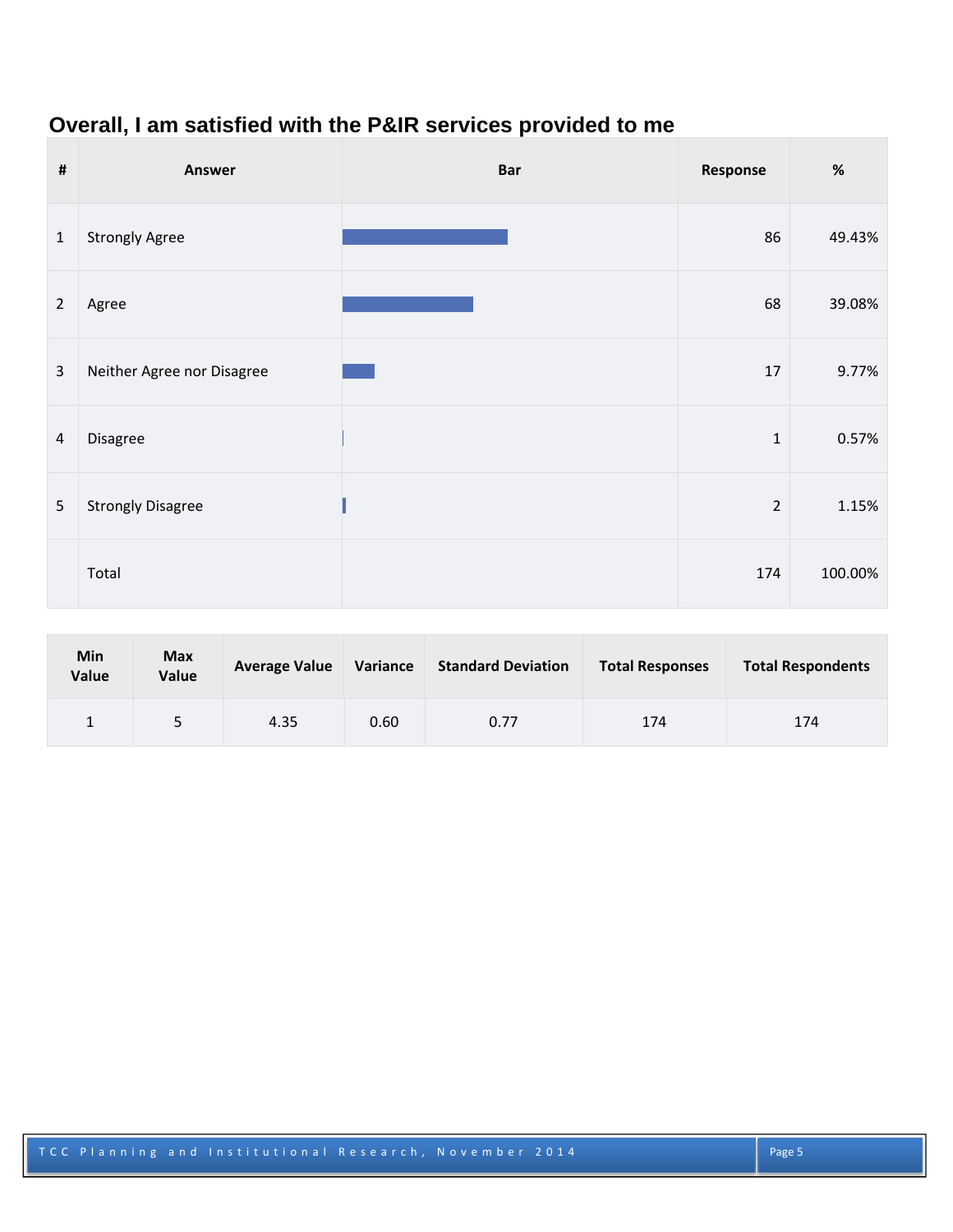## Overall, I am satisfied with the P&IR services provided to me

| # | Answer | Bar | Response | % |
|---|---|---|---|---|
| 1 | Strongly Agree | | 86 | 49.43% |
| 2 | Agree | | 68 | 39.08% |
| 3 | Neither Agree nor Disagree | | 17 | 9.77% |
| 4 | Disagree | | 1 | 0.57% |
| 5 | Strongly Disagree | | 2 | 1.15% |
| | Total | | 174 | 100.00% |

| Min Value | Max Value | Average Value | Variance | Standard Deviation | Total Responses | Total Respondents |
|---|---|---|---|---|---|---|
| 1 | 5 | 4.35 | 0.60 | 0.77 | 174 | 174 |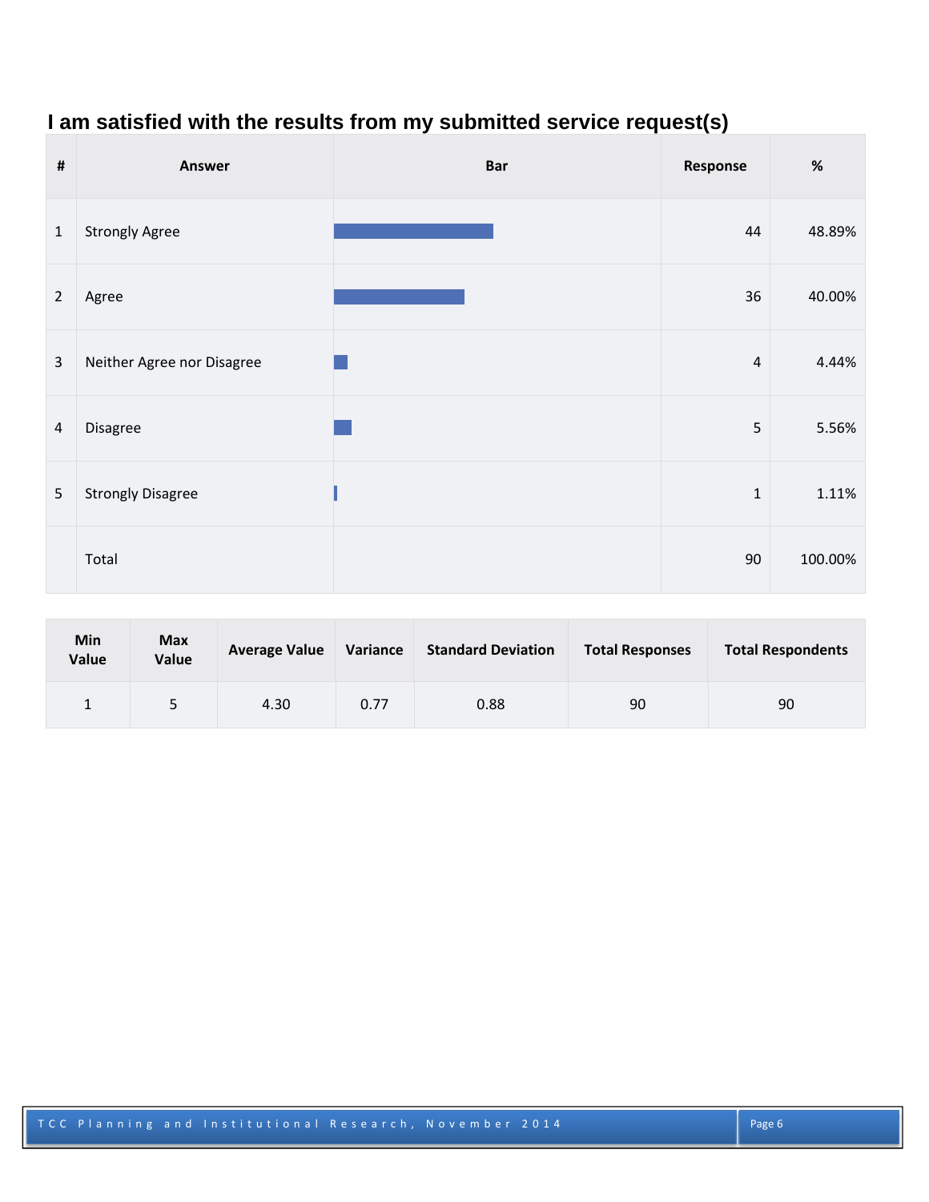## I am satisfied with the results from my submitted service request(s)

| # | Answer | Bar | Response | % |
|---|---|---|---|---|
| 1 | Strongly Agree | | 44 | 48.89% |
| 2 | Agree | | 36 | 40.00% |
| 3 | Neither Agree nor Disagree | | 4 | 4.44% |
| 4 | Disagree | | 5 | 5.56% |
| 5 | Strongly Disagree | | 1 | 1.11% |
| | Total | | 90 | 100.00% |

| Min Value | Max Value | Average Value | Variance | Standard Deviation | Total Responses | Total Respondents |
|---|---|---|---|---|---|---|
| 1 | 5 | 4.30 | 0.77 | 0.88 | 90 | 90 |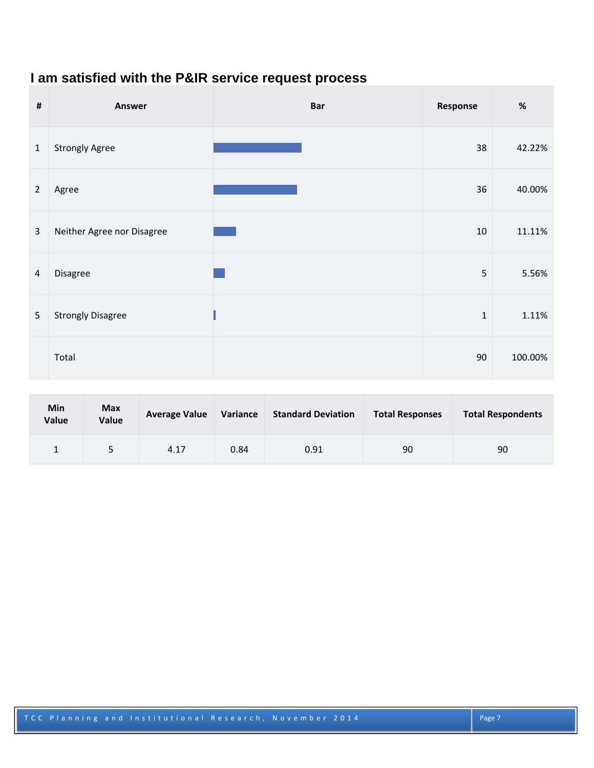## I am satisfied with the P&IR service request process

| # | Answer | Bar | Response | % |
|---|---|---|---|---|
| 1 | Strongly Agree | | 38 | 42.22% |
| 2 | Agree | | 36 | 40.00% |
| 3 | Neither Agree nor Disagree | | 10 | 11.11% |
| 4 | Disagree | | 5 | 5.56% |
| 5 | Strongly Disagree | | 1 | 1.11% |
| | Total | | 90 | 100.00% |

| Min Value | Max Value | Average Value | Variance | Standard Deviation | Total Responses | Total Respondents |
|---|---|---|---|---|---|---|
| 1 | 5 | 4.17 | 0.84 | 0.91 | 90 | 90 |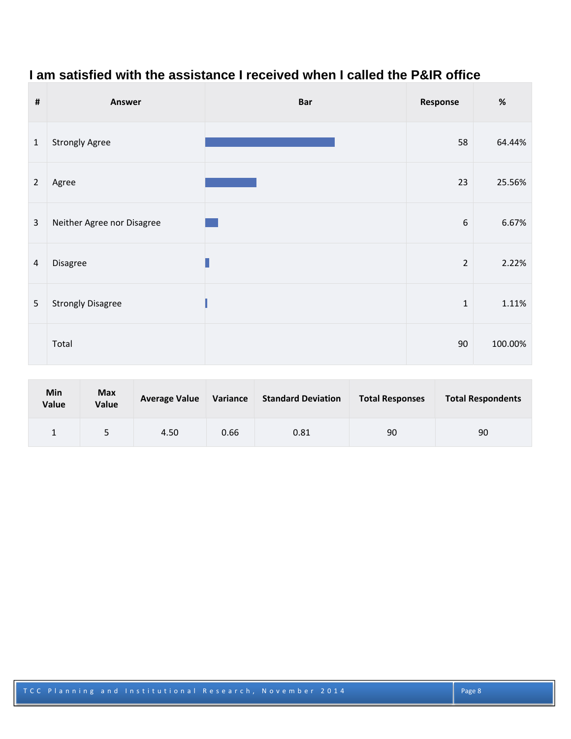## I am satisfied with the assistance I received when I called the P&IR office

| # | Answer | Bar | Response | % |
|---|---|---|---|---|
| 1 | Strongly Agree | | 58 | 64.44% |
| 2 | Agree | | 23 | 25.56% |
| 3 | Neither Agree nor Disagree | | 6 | 6.67% |
| 4 | Disagree | | 2 | 2.22% |
| 5 | Strongly Disagree | | 1 | 1.11% |
| | Total | | 90 | 100.00% |

| Min Value | Max Value | Average Value | Variance | Standard Deviation | Total Responses | Total Respondents |
|---|---|---|---|---|---|---|
| 1 | 5 | 4.50 | 0.66 | 0.81 | 90 | 90 |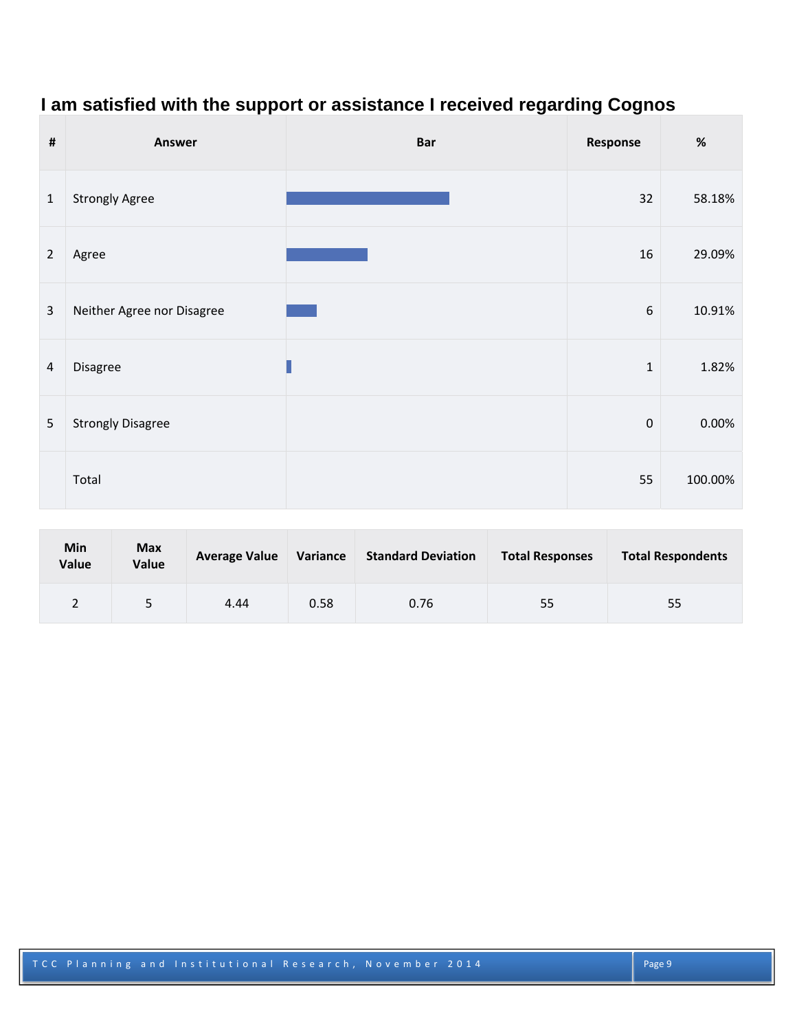## I am satisfied with the support or assistance I received regarding Cognos

| # | Answer | Bar | Response | % |
|---|---|---|---|---|
| 1 | Strongly Agree | | 32 | 58.18% |
| 2 | Agree | | 16 | 29.09% |
| 3 | Neither Agree nor Disagree | | 6 | 10.91% |
| 4 | Disagree | | 1 | 1.82% |
| 5 | Strongly Disagree | | 0 | 0.00% |
| | Total | | 55 | 100.00% |

| Min Value | Max Value | Average Value | Variance | Standard Deviation | Total Responses | Total Respondents |
|---|---|---|---|---|---|---|
| 2 | 5 | 4.44 | 0.58 | 0.76 | 55 | 55 |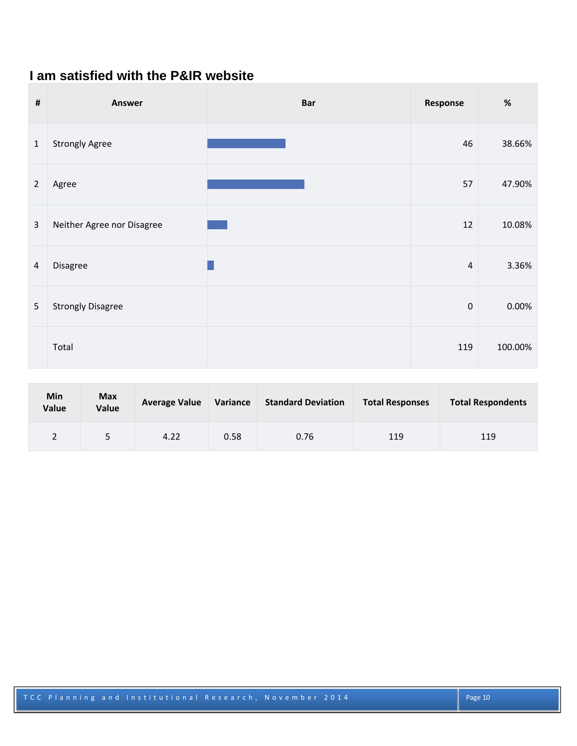## I am satisfied with the P&IR website

| # | Answer | Bar | Response | % |
|---|---|---|---|---|
| 1 | Strongly Agree | | 46 | 38.66% |
| 2 | Agree | | 57 | 47.90% |
| 3 | Neither Agree nor Disagree | | 12 | 10.08% |
| 4 | Disagree | | 4 | 3.36% |
| 5 | Strongly Disagree | | 0 | 0.00% |
| | Total | | 119 | 100.00% |

| Min Value | Max Value | Average Value | Variance | Standard Deviation | Total Responses | Total Respondents |
|---|---|---|---|---|---|---|
| 2 | 5 | 4.22 | 0.58 | 0.76 | 119 | 119 |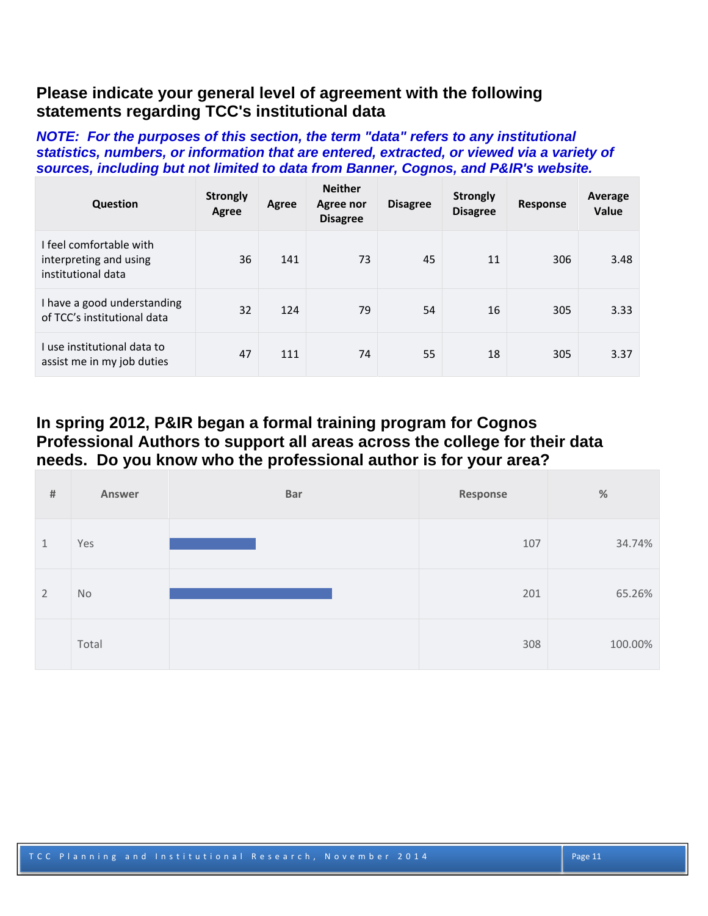## Please indicate your general level of agreement with the following statements regarding TCC's institutional data

***NOTE: For the purposes of this section, the term "data" refers to any institutional statistics, numbers, or information that are entered, extracted, or viewed via a variety of sources, including but not limited to data from Banner, Cognos, and P&IR's website.***

| Question | Strongly Agree | Agree | Neither Agree nor Disagree | Disagree | Strongly Disagree | Response | Average Value |
|---|---|---|---|---|---|---|---|
| I feel comfortable with interpreting and using institutional data | 36 | 141 | 73 | 45 | 11 | 306 | 3.48 |
| I have a good understanding of TCC's institutional data | 32 | 124 | 79 | 54 | 16 | 305 | 3.33 |
| I use institutional data to assist me in my job duties | 47 | 111 | 74 | 55 | 18 | 305 | 3.37 |

## In spring 2012, P&IR began a formal training program for Cognos Professional Authors to support all areas across the college for their data needs. Do you know who the professional author is for your area?

| # | Answer | Bar | Response | % |
|---|---|---|---|---|
| 1 | Yes | | 107 | 34.74% |
| 2 | No | | 201 | 65.26% |
| | Total | | 308 | 100.00% |